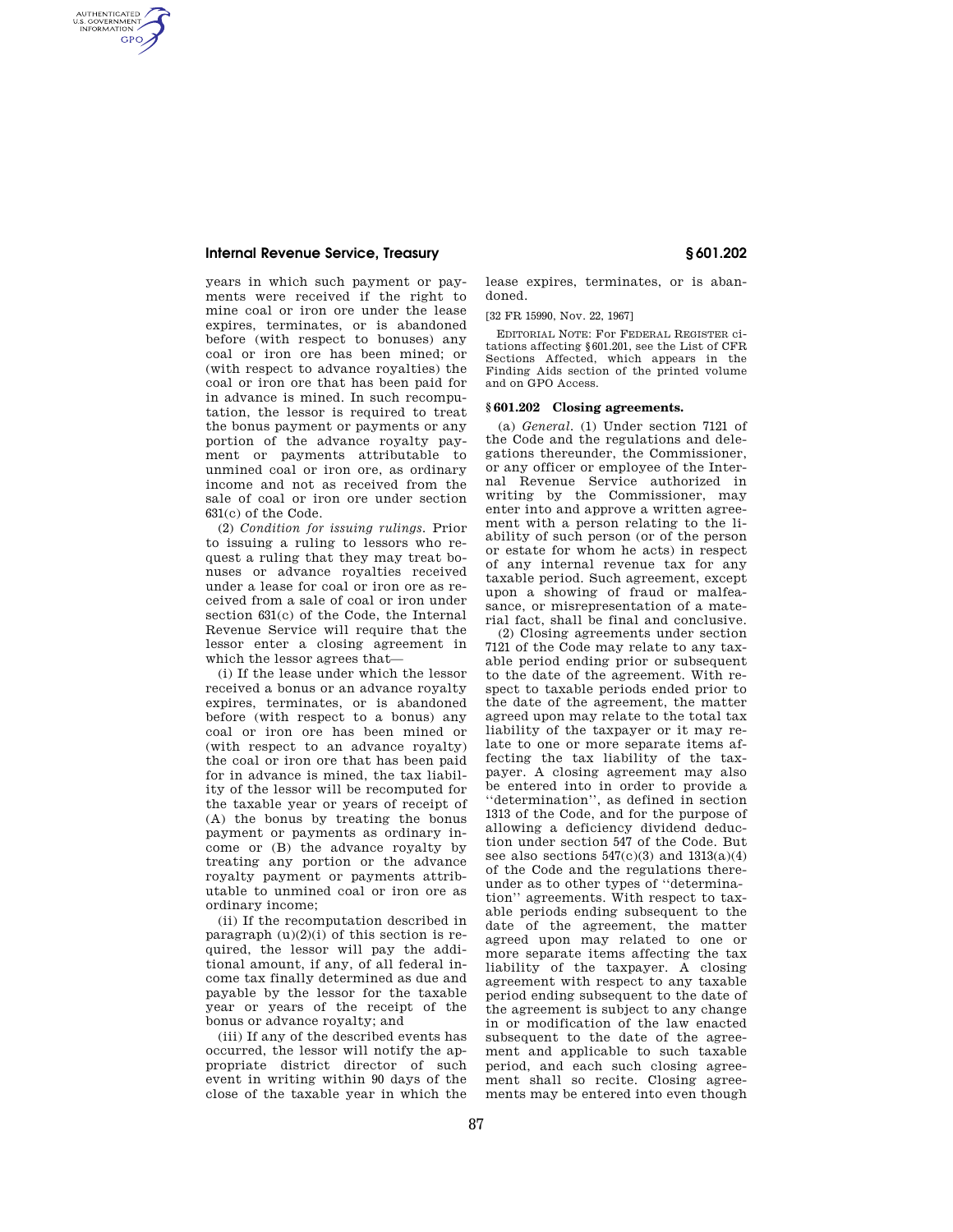years in which such payment or payments were received if the right to mine coal or iron ore under the lease expires, terminates, or is abandoned before (with respect to bonuses) any coal or iron ore has been mined; or (with respect to advance royalties) the coal or iron ore that has been paid for in advance is mined. In such recomputation, the lessor is required to treat the bonus payment or payments or any portion of the advance royalty payment or payments attributable to unmined coal or iron ore, as ordinary income and not as received from the sale of coal or iron ore under section 631(c) of the Code.

(2) *Condition for issuing rulings.* Prior to issuing a ruling to lessors who request a ruling that they may treat bonuses or advance royalties received under a lease for coal or iron ore as received from a sale of coal or iron ore under section 631(c) of the Code, the Internal Revenue Service will require that the lessor enter a closing agreement in which the lessor agrees that—

(i) If the lease under which the lessor received a bonus or an advance royalty expires, terminates, or is abandoned before (with respect to a bonus) any coal or iron ore has been mined or (with respect to an advance royalty) the coal or iron ore that has been paid for in advance is mined, the tax liability of the lessor will be recomputed for the taxable year or years of receipt of (A) the bonus by treating the bonus payment or payments as ordinary income or (B) the advance royalty by treating any portion or the advance royalty payment or payments attributable to unmined coal or iron ore as ordinary income;

(ii) If the recomputation described in paragraph (u)(2)(i) of this section is required, the lessor will pay the additional amount, if any, of all federal income tax finally determined as due and payable by the lessor for the taxable year or years of the receipt of the bonus or advance royalty; and

(iii) If any of the described events has occurred, the lessor will notify the appropriate district director of such event in writing within 90 days of the close of the taxable year in which the lease expires, terminates, or is abandoned.

[32 FR 15990, Nov. 22, 1967]

EDITORIAL NOTE: For FEDERAL REGISTER citations affecting §601.201, see the List of CFR Sections Affected, which appears in the Finding Aids section of the printed volume and on GPO Access.

## §601.202 Closing agreements.

(a) *General.* (1) Under section 7121 of the Code and the regulations and delegations thereunder, the Commissioner, or any officer or employee of the Internal Revenue Service authorized in writing by the Commissioner, may enter into and approve a written agreement with a person relating to the liability of such person (or of the person or estate for whom he acts) in respect of any internal revenue tax for any taxable period. Such agreement, except upon a showing of fraud or malfeasance, or misrepresentation of a material fact, shall be final and conclusive.

(2) Closing agreements under section 7121 of the Code may relate to any taxable period ending prior or subsequent to the date of the agreement. With respect to taxable periods ended prior to the date of the agreement, the matter agreed upon may relate to the total tax liability of the taxpayer or it may relate to one or more separate items affecting the tax liability of the taxpayer. A closing agreement may also be entered into in order to provide a ''determination'', as defined in section 1313 of the Code, and for the purpose of allowing a deficiency dividend deduction under section 547 of the Code. But see also sections 547(c)(3) and 1313(a)(4) of the Code and the regulations thereunder as to other types of ''determination'' agreements. With respect to taxable periods ending subsequent to the date of the agreement, the matter agreed upon may related to one or more separate items affecting the tax liability of the taxpayer. A closing agreement with respect to any taxable period ending subsequent to the date of the agreement is subject to any change in or modification of the law enacted subsequent to the date of the agreement and applicable to such taxable period, and each such closing agreement shall so recite. Closing agreements may be entered into even though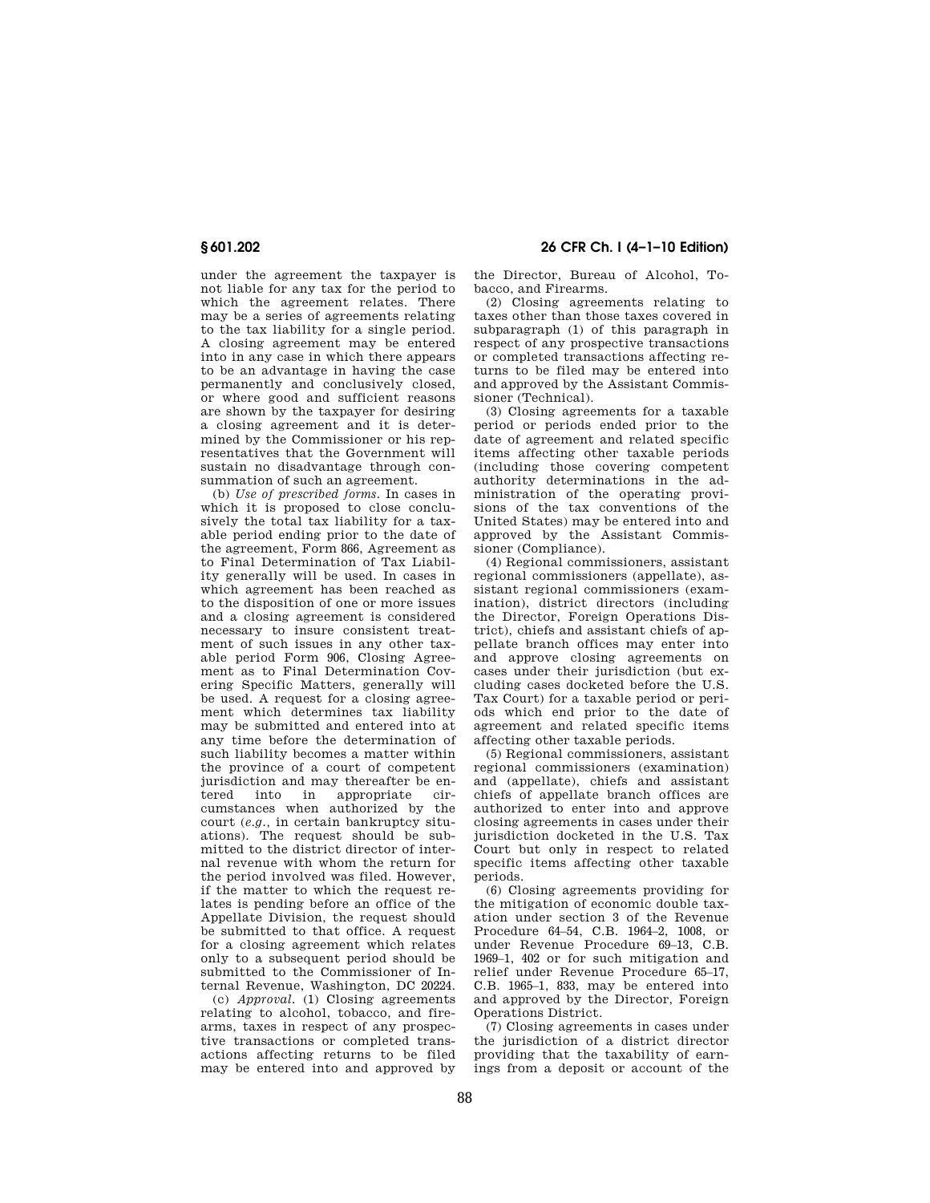under the agreement the taxpayer is not liable for any tax for the period to which the agreement relates. There may be a series of agreements relating to the tax liability for a single period. A closing agreement may be entered into in any case in which there appears to be an advantage in having the case permanently and conclusively closed, or where good and sufficient reasons are shown by the taxpayer for desiring a closing agreement and it is determined by the Commissioner or his representatives that the Government will sustain no disadvantage through consummation of such an agreement.

(b) *Use of prescribed forms.* In cases in which it is proposed to close conclusively the total tax liability for a taxable period ending prior to the date of the agreement, Form 866, Agreement as to Final Determination of Tax Liability generally will be used. In cases in which agreement has been reached as to the disposition of one or more issues and a closing agreement is considered necessary to insure consistent treatment of such issues in any other taxable period Form 906, Closing Agreement as to Final Determination Covering Specific Matters, generally will be used. A request for a closing agreement which determines tax liability may be submitted and entered into at any time before the determination of such liability becomes a matter within the province of a court of competent jurisdiction and may thereafter be entered into in appropriate circumstances when authorized by the court (*e.g.*, in certain bankruptcy situations). The request should be submitted to the district director of internal revenue with whom the return for the period involved was filed. However, if the matter to which the request relates is pending before an office of the Appellate Division, the request should be submitted to that office. A request for a closing agreement which relates only to a subsequent period should be submitted to the Commissioner of Internal Revenue, Washington, DC 20224.

(c) *Approval.* (1) Closing agreements relating to alcohol, tobacco, and firearms, taxes in respect of any prospective transactions or completed transactions affecting returns to be filed may be entered into and approved by the Director, Bureau of Alcohol, Tobacco, and Firearms.

(2) Closing agreements relating to taxes other than those taxes covered in subparagraph (1) of this paragraph in respect of any prospective transactions or completed transactions affecting returns to be filed may be entered into and approved by the Assistant Commissioner (Technical).

(3) Closing agreements for a taxable period or periods ended prior to the date of agreement and related specific items affecting other taxable periods (including those covering competent authority determinations in the administration of the operating provisions of the tax conventions of the United States) may be entered into and approved by the Assistant Commissioner (Compliance).

(4) Regional commissioners, assistant regional commissioners (appellate), assistant regional commissioners (examination), district directors (including the Director, Foreign Operations District), chiefs and assistant chiefs of appellate branch offices may enter into and approve closing agreements on cases under their jurisdiction (but excluding cases docketed before the U.S. Tax Court) for a taxable period or periods which end prior to the date of agreement and related specific items affecting other taxable periods.

(5) Regional commissioners, assistant regional commissioners (examination) and (appellate), chiefs and assistant chiefs of appellate branch offices are authorized to enter into and approve closing agreements in cases under their jurisdiction docketed in the U.S. Tax Court but only in respect to related specific items affecting other taxable periods.

(6) Closing agreements providing for the mitigation of economic double taxation under section 3 of the Revenue Procedure 64–54, C.B. 1964–2, 1008, or under Revenue Procedure 69–13, C.B. 1969–1, 402 or for such mitigation and relief under Revenue Procedure 65–17, C.B. 1965–1, 833, may be entered into and approved by the Director, Foreign Operations District.

(7) Closing agreements in cases under the jurisdiction of a district director providing that the taxability of earnings from a deposit or account of the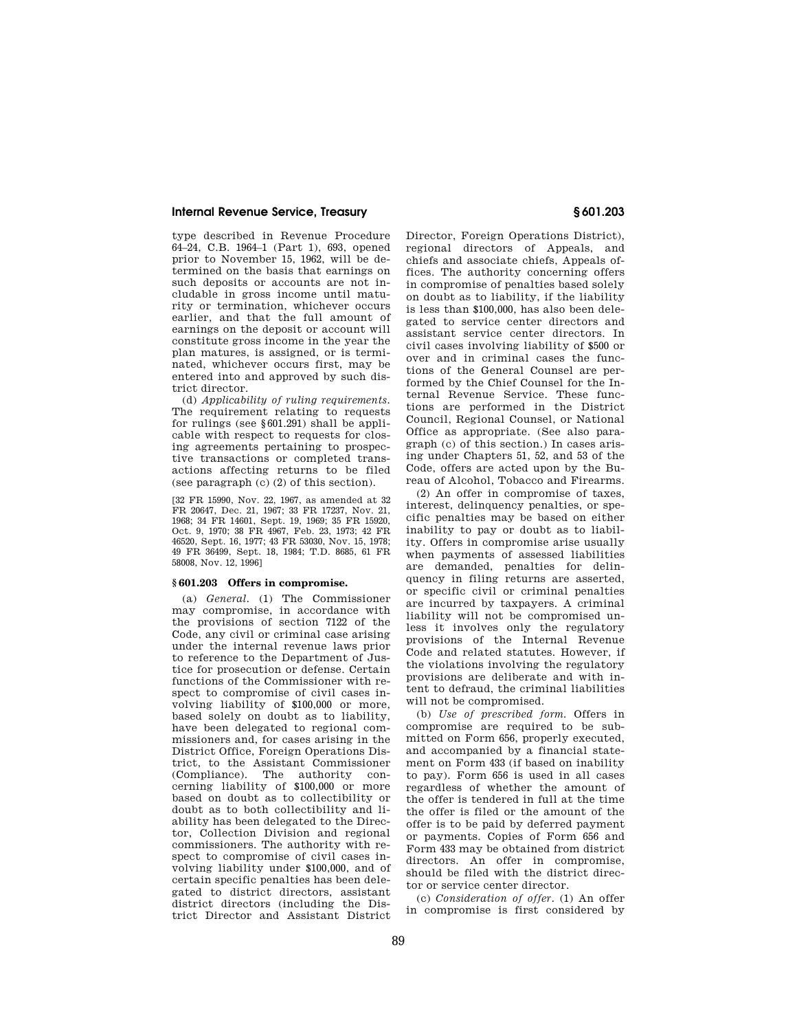type described in Revenue Procedure 64–24, C.B. 1964–1 (Part 1), 693, opened prior to November 15, 1962, will be determined on the basis that earnings on such deposits or accounts are not includable in gross income until maturity or termination, whichever occurs earlier, and that the full amount of earnings on the deposit or account will constitute gross income in the year the plan matures, is assigned, or is terminated, whichever occurs first, may be entered into and approved by such district director.

(d) *Applicability of ruling requirements.* The requirement relating to requests for rulings (see §601.291) shall be applicable with respect to requests for closing agreements pertaining to prospective transactions or completed transactions affecting returns to be filed (see paragraph (c) (2) of this section).

[32 FR 15990, Nov. 22, 1967, as amended at 32 FR 20647, Dec. 21, 1967; 33 FR 17237, Nov. 21, 1968; 34 FR 14601, Sept. 19, 1969; 35 FR 15920, Oct. 9, 1970; 38 FR 4967, Feb. 23, 1973; 42 FR 46520, Sept. 16, 1977; 43 FR 53030, Nov. 15, 1978; 49 FR 36499, Sept. 18, 1984; T.D. 8685, 61 FR 58008, Nov. 12, 1996]

### §601.203 Offers in compromise.

(a) *General.* (1) The Commissioner may compromise, in accordance with the provisions of section 7122 of the Code, any civil or criminal case arising under the internal revenue laws prior to reference to the Department of Justice for prosecution or defense. Certain functions of the Commissioner with respect to compromise of civil cases involving liability of $100,000 or more, based solely on doubt as to liability, have been delegated to regional commissioners and, for cases arising in the District Office, Foreign Operations District, to the Assistant Commissioner (Compliance). The authority concerning liability of $100,000 or more based on doubt as to collectibility or doubt as to both collectibility and liability has been delegated to the Director, Collection Division and regional commissioners. The authority with respect to compromise of civil cases involving liability under $100,000, and of certain specific penalties has been delegated to district directors, assistant district directors (including the District Director and Assistant District Director, Foreign Operations District), regional directors of Appeals, and chiefs and associate chiefs, Appeals offices. The authority concerning offers in compromise of penalties based solely on doubt as to liability, if the liability is less than $100,000, has also been delegated to service center directors and assistant service center directors. In civil cases involving liability of $500 or over and in criminal cases the functions of the General Counsel are performed by the Chief Counsel for the Internal Revenue Service. These functions are performed in the District Council, Regional Counsel, or National Office as appropriate. (See also paragraph (c) of this section.) In cases arising under Chapters 51, 52, and 53 of the Code, offers are acted upon by the Bureau of Alcohol, Tobacco and Firearms.

(2) An offer in compromise of taxes, interest, delinquency penalties, or specific penalties may be based on either inability to pay or doubt as to liability. Offers in compromise arise usually when payments of assessed liabilities are demanded, penalties for delinquency in filing returns are asserted, or specific civil or criminal penalties are incurred by taxpayers. A criminal liability will not be compromised unless it involves only the regulatory provisions of the Internal Revenue Code and related statutes. However, if the violations involving the regulatory provisions are deliberate and with intent to defraud, the criminal liabilities will not be compromised.

(b) *Use of prescribed form.* Offers in compromise are required to be submitted on Form 656, properly executed, and accompanied by a financial statement on Form 433 (if based on inability to pay). Form 656 is used in all cases regardless of whether the amount of the offer is tendered in full at the time the offer is filed or the amount of the offer is to be paid by deferred payment or payments. Copies of Form 656 and Form 433 may be obtained from district directors. An offer in compromise, should be filed with the district director or service center director.

(c) *Consideration of offer.* (1) An offer in compromise is first considered by